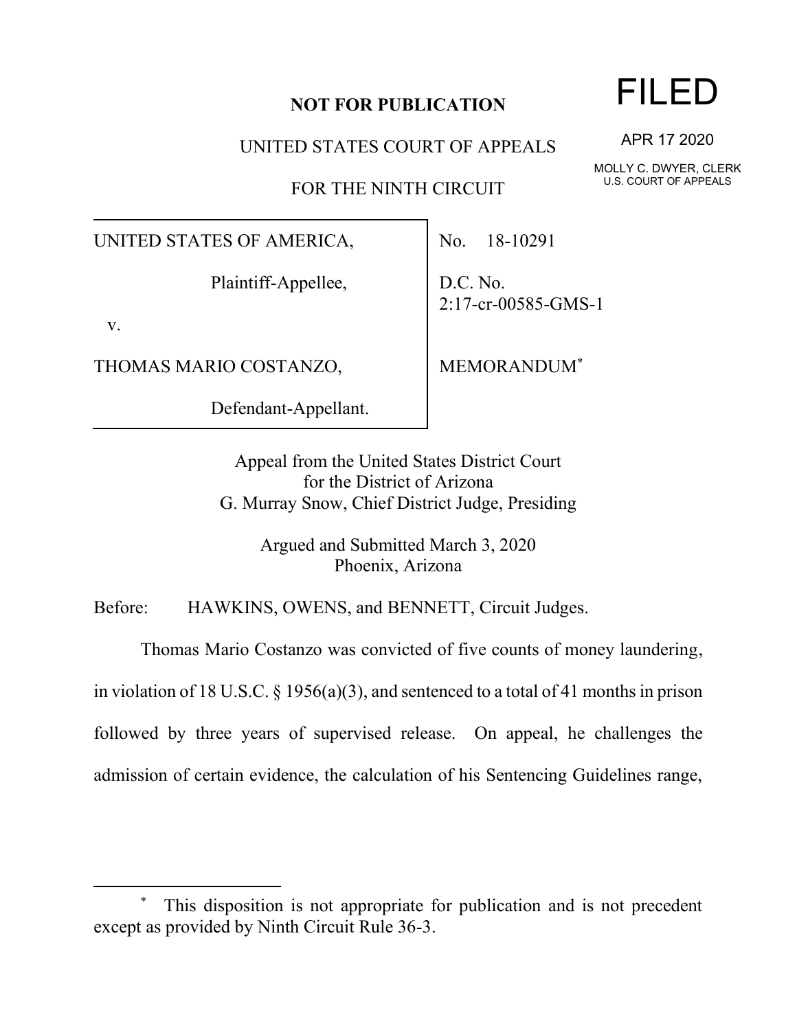**NOT FOR PUBLICATION**

UNITED STATES COURT OF APPEALS

FOR THE NINTH CIRCUIT

FILED

APR 17 2020

MOLLY C. DWYER, CLERK
U.S. COURT OF APPEALS

| | |
|---|---|
| UNITED STATES OF AMERICA,<br><br>Plaintiff-Appellee,<br><br>v.<br><br>THOMAS MARIO COSTANZO,<br><br>Defendant-Appellant. | No. 18-10291<br><br>D.C. No. 2:17-cr-00585-GMS-1<br><br>MEMORANDUM* |

Appeal from the United States District Court
for the District of Arizona
G. Murray Snow, Chief District Judge, Presiding

Argued and Submitted March 3, 2020
Phoenix, Arizona

Before: HAWKINS, OWENS, and BENNETT, Circuit Judges.

Thomas Mario Costanzo was convicted of five counts of money laundering, in violation of 18 U.S.C. § 1956(a)(3), and sentenced to a total of 41 months in prison followed by three years of supervised release. On appeal, he challenges the admission of certain evidence, the calculation of his Sentencing Guidelines range,

* This disposition is not appropriate for publication and is not precedent except as provided by Ninth Circuit Rule 36-3.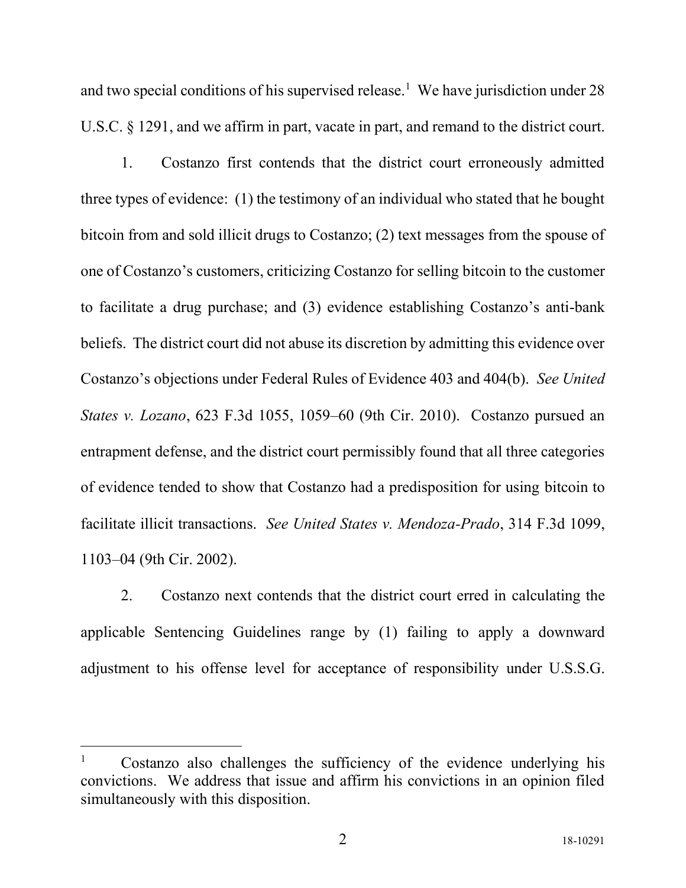and two special conditions of his supervised release.[1] We have jurisdiction under 28 U.S.C. § 1291, and we affirm in part, vacate in part, and remand to the district court.

1. Costanzo first contends that the district court erroneously admitted three types of evidence: (1) the testimony of an individual who stated that he bought bitcoin from and sold illicit drugs to Costanzo; (2) text messages from the spouse of one of Costanzo's customers, criticizing Costanzo for selling bitcoin to the customer to facilitate a drug purchase; and (3) evidence establishing Costanzo's anti-bank beliefs. The district court did not abuse its discretion by admitting this evidence over Costanzo's objections under Federal Rules of Evidence 403 and 404(b). *See United States v. Lozano*, 623 F.3d 1055, 1059–60 (9th Cir. 2010). Costanzo pursued an entrapment defense, and the district court permissibly found that all three categories of evidence tended to show that Costanzo had a predisposition for using bitcoin to facilitate illicit transactions. *See United States v. Mendoza-Prado*, 314 F.3d 1099, 1103–04 (9th Cir. 2002).

2. Costanzo next contends that the district court erred in calculating the applicable Sentencing Guidelines range by (1) failing to apply a downward adjustment to his offense level for acceptance of responsibility under U.S.S.G.

---

[1] Costanzo also challenges the sufficiency of the evidence underlying his convictions. We address that issue and affirm his convictions in an opinion filed simultaneously with this disposition.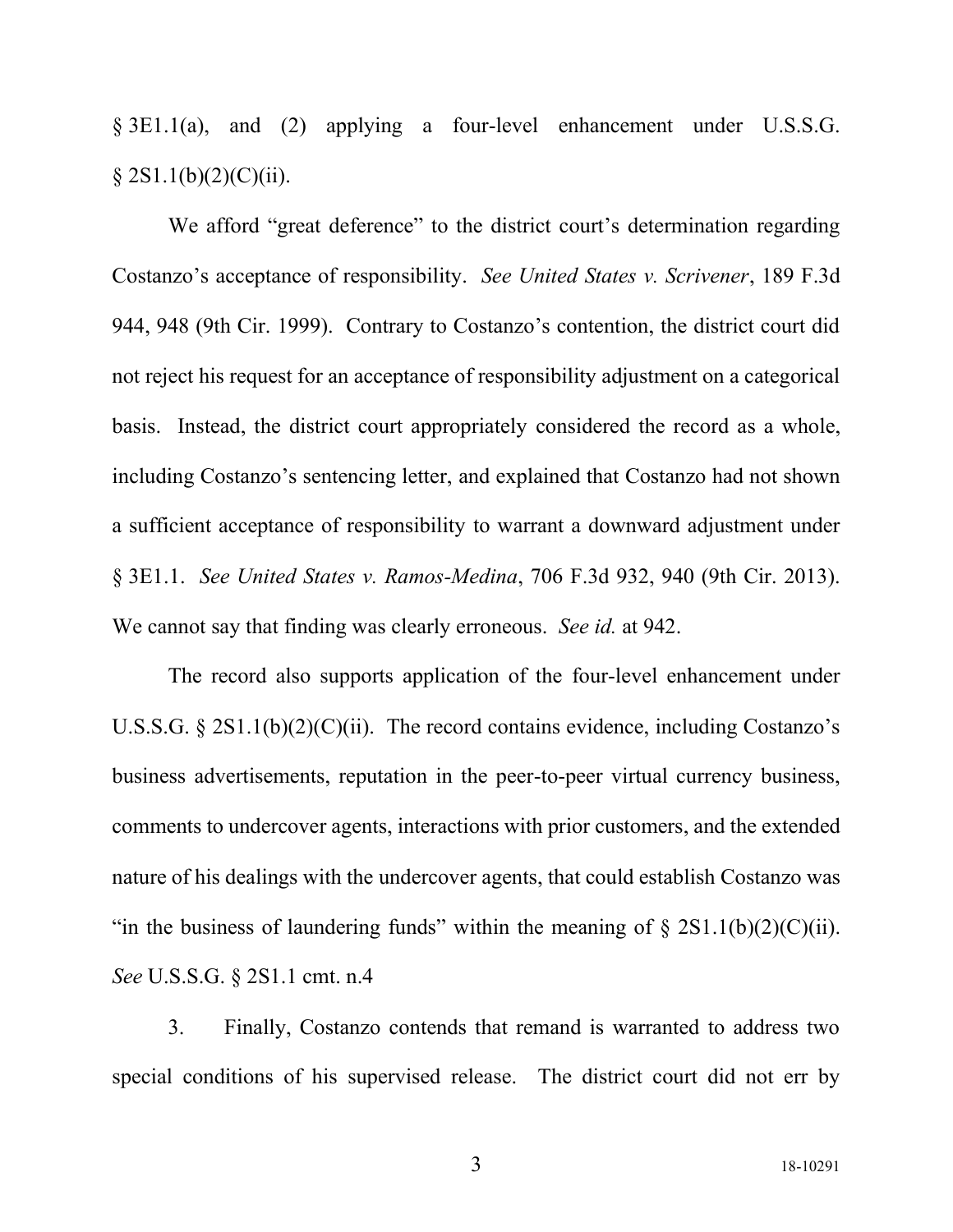§ 3E1.1(a), and (2) applying a four-level enhancement under U.S.S.G. § 2S1.1(b)(2)(C)(ii).

We afford "great deference" to the district court's determination regarding Costanzo's acceptance of responsibility. *See United States v. Scrivener*, 189 F.3d 944, 948 (9th Cir. 1999). Contrary to Costanzo's contention, the district court did not reject his request for an acceptance of responsibility adjustment on a categorical basis. Instead, the district court appropriately considered the record as a whole, including Costanzo's sentencing letter, and explained that Costanzo had not shown a sufficient acceptance of responsibility to warrant a downward adjustment under § 3E1.1. *See United States v. Ramos-Medina*, 706 F.3d 932, 940 (9th Cir. 2013). We cannot say that finding was clearly erroneous. *See id.* at 942.

The record also supports application of the four-level enhancement under U.S.S.G. § 2S1.1(b)(2)(C)(ii). The record contains evidence, including Costanzo's business advertisements, reputation in the peer-to-peer virtual currency business, comments to undercover agents, interactions with prior customers, and the extended nature of his dealings with the undercover agents, that could establish Costanzo was "in the business of laundering funds" within the meaning of § 2S1.1(b)(2)(C)(ii). *See* U.S.S.G. § 2S1.1 cmt. n.4

3. Finally, Costanzo contends that remand is warranted to address two special conditions of his supervised release. The district court did not err by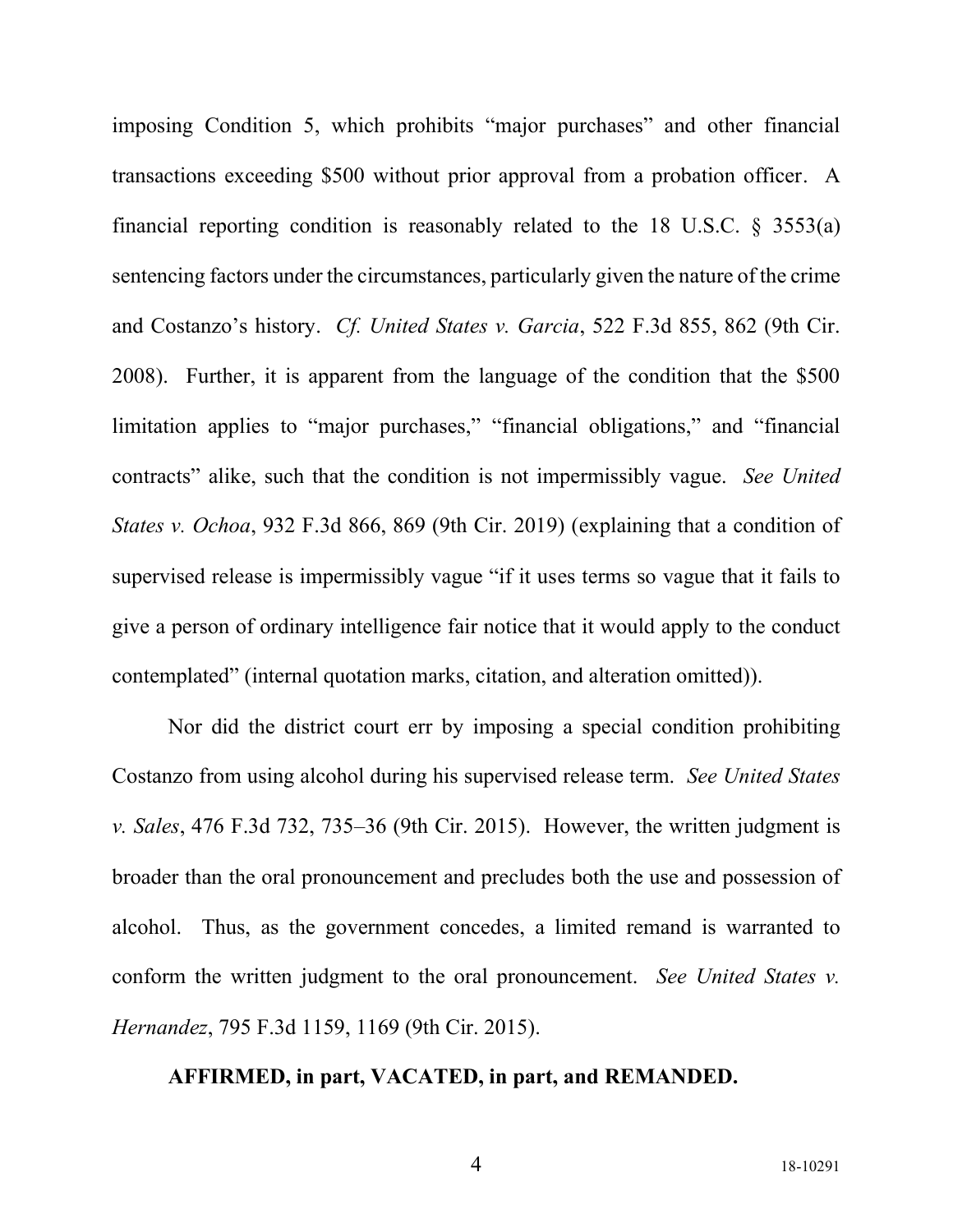imposing Condition 5, which prohibits "major purchases" and other financial transactions exceeding $500 without prior approval from a probation officer. A financial reporting condition is reasonably related to the 18 U.S.C. § 3553(a) sentencing factors under the circumstances, particularly given the nature of the crime and Costanzo's history. *Cf. United States v. Garcia*, 522 F.3d 855, 862 (9th Cir. 2008). Further, it is apparent from the language of the condition that the $500 limitation applies to "major purchases," "financial obligations," and "financial contracts" alike, such that the condition is not impermissibly vague. *See United States v. Ochoa*, 932 F.3d 866, 869 (9th Cir. 2019) (explaining that a condition of supervised release is impermissibly vague "if it uses terms so vague that it fails to give a person of ordinary intelligence fair notice that it would apply to the conduct contemplated" (internal quotation marks, citation, and alteration omitted)).

Nor did the district court err by imposing a special condition prohibiting Costanzo from using alcohol during his supervised release term. *See United States v. Sales*, 476 F.3d 732, 735–36 (9th Cir. 2015). However, the written judgment is broader than the oral pronouncement and precludes both the use and possession of alcohol. Thus, as the government concedes, a limited remand is warranted to conform the written judgment to the oral pronouncement. *See United States v. Hernandez*, 795 F.3d 1159, 1169 (9th Cir. 2015).

**AFFIRMED, in part, VACATED, in part, and REMANDED.**